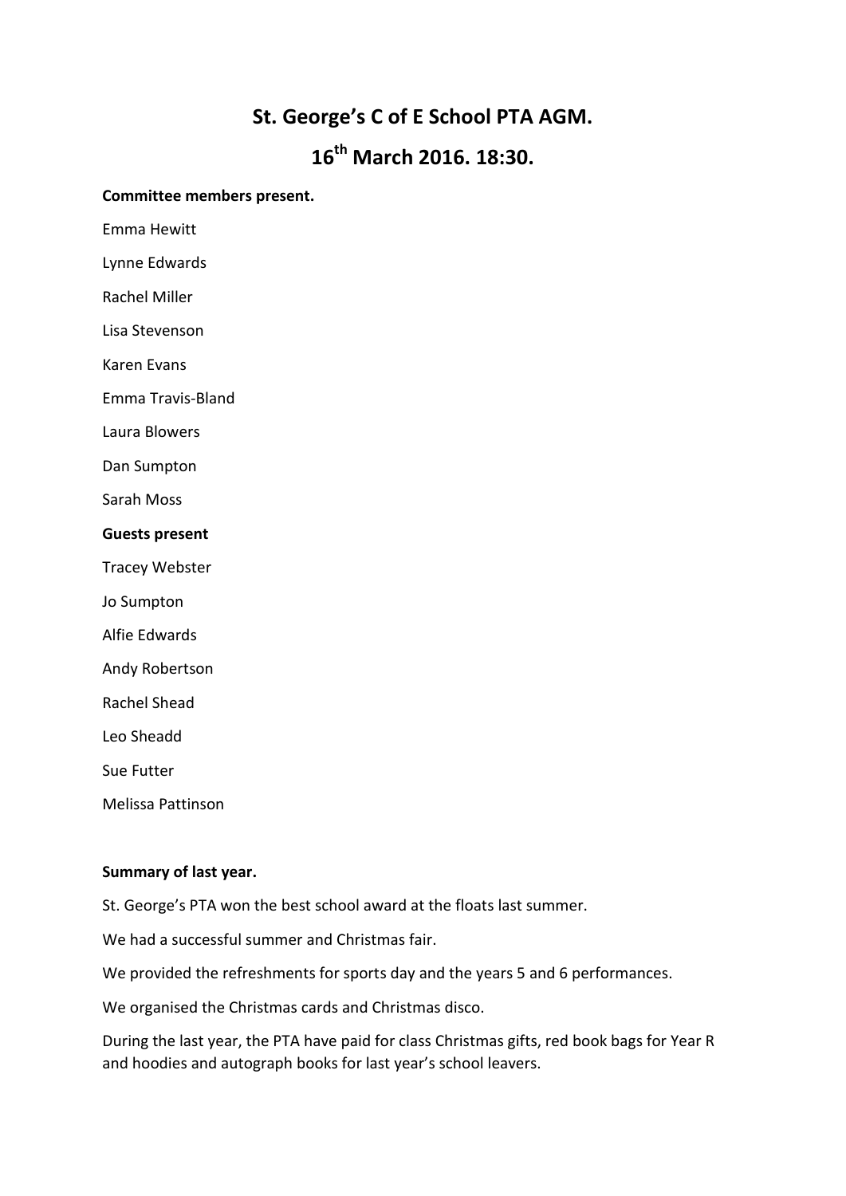# St. George's C of E School PTA AGM.

## 16th March 2016. 18:30.

**Committee members present.**

Emma Hewitt

Lynne Edwards

Rachel Miller

Lisa Stevenson

Karen Evans

Emma Travis-Bland

Laura Blowers

Dan Sumpton

Sarah Moss

**Guests present**

Tracey Webster

Jo Sumpton

Alfie Edwards

Andy Robertson

Rachel Shead

Leo Sheadd

Sue Futter

Melissa Pattinson

**Summary of last year.**

St. George's PTA won the best school award at the floats last summer.

We had a successful summer and Christmas fair.

We provided the refreshments for sports day and the years 5 and 6 performances.

We organised the Christmas cards and Christmas disco.

During the last year, the PTA have paid for class Christmas gifts, red book bags for Year R and hoodies and autograph books for last year's school leavers.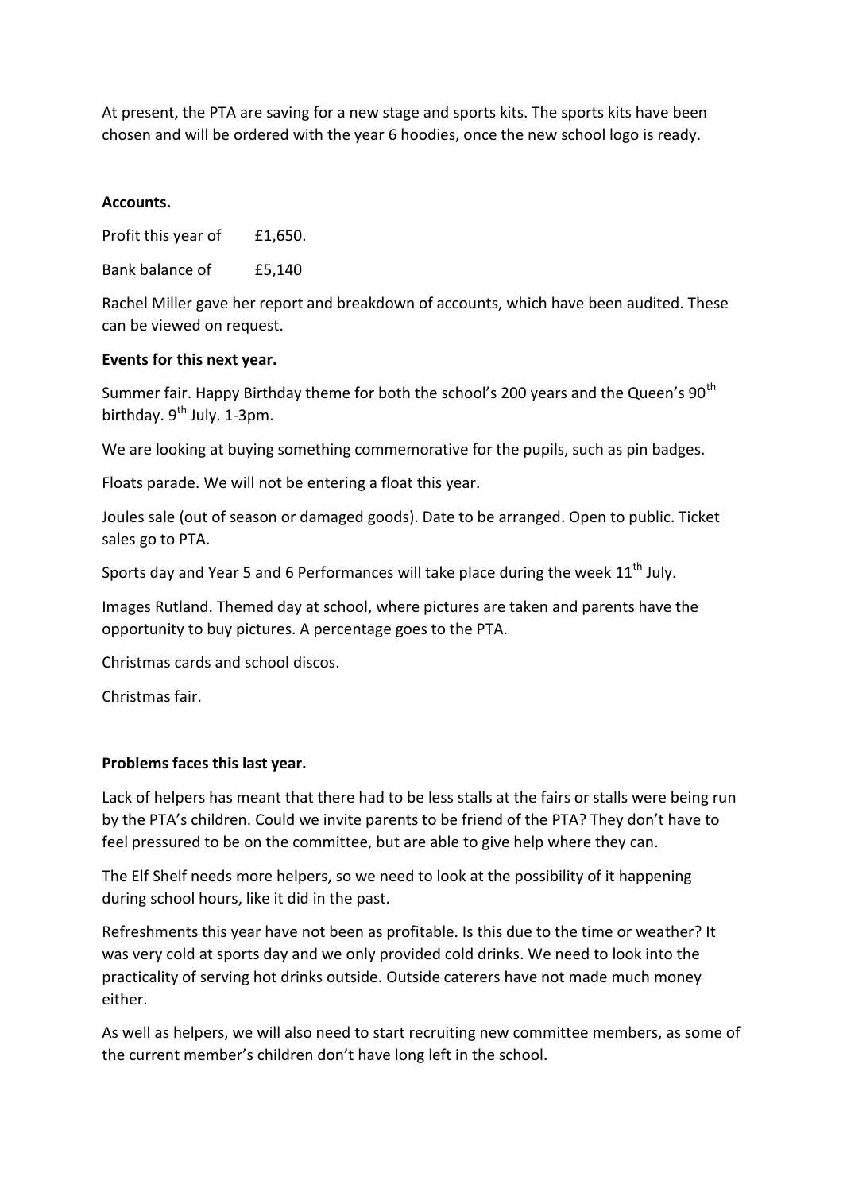At present, the PTA are saving for a new stage and sports kits. The sports kits have been chosen and will be ordered with the year 6 hoodies, once the new school logo is ready.

**Accounts.**

Profit this year of £1,650.

Bank balance of £5,140

Rachel Miller gave her report and breakdown of accounts, which have been audited. These can be viewed on request.

**Events for this next year.**

Summer fair. Happy Birthday theme for both the school's 200 years and the Queen's 90th birthday. 9th July. 1-3pm.

We are looking at buying something commemorative for the pupils, such as pin badges.

Floats parade. We will not be entering a float this year.

Joules sale (out of season or damaged goods). Date to be arranged. Open to public. Ticket sales go to PTA.

Sports day and Year 5 and 6 Performances will take place during the week 11th July.

Images Rutland. Themed day at school, where pictures are taken and parents have the opportunity to buy pictures. A percentage goes to the PTA.

Christmas cards and school discos.

Christmas fair.

**Problems faces this last year.**

Lack of helpers has meant that there had to be less stalls at the fairs or stalls were being run by the PTA's children. Could we invite parents to be friend of the PTA? They don't have to feel pressured to be on the committee, but are able to give help where they can.

The Elf Shelf needs more helpers, so we need to look at the possibility of it happening during school hours, like it did in the past.

Refreshments this year have not been as profitable. Is this due to the time or weather? It was very cold at sports day and we only provided cold drinks. We need to look into the practicality of serving hot drinks outside. Outside caterers have not made much money either.

As well as helpers, we will also need to start recruiting new committee members, as some of the current member's children don't have long left in the school.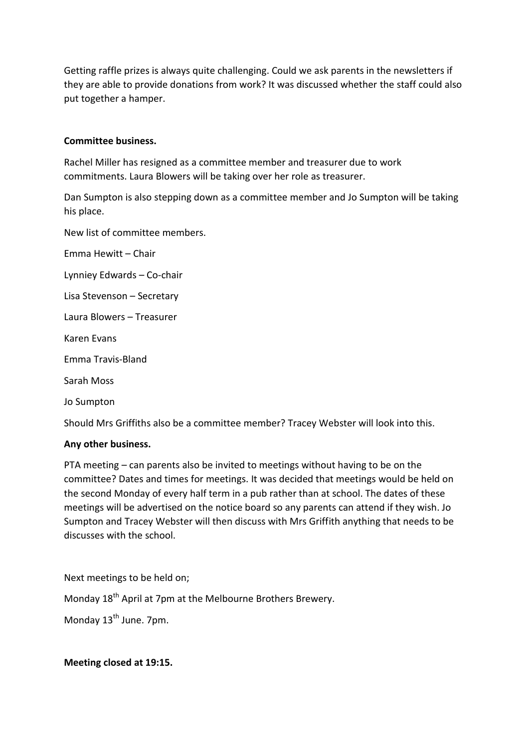Getting raffle prizes is always quite challenging. Could we ask parents in the newsletters if they are able to provide donations from work? It was discussed whether the staff could also put together a hamper.

**Committee business.**

Rachel Miller has resigned as a committee member and treasurer due to work commitments. Laura Blowers will be taking over her role as treasurer.

Dan Sumpton is also stepping down as a committee member and Jo Sumpton will be taking his place.

New list of committee members.

Emma Hewitt – Chair

Lynniey Edwards – Co-chair

Lisa Stevenson – Secretary

Laura Blowers – Treasurer

Karen Evans

Emma Travis-Bland

Sarah Moss

Jo Sumpton

Should Mrs Griffiths also be a committee member? Tracey Webster will look into this.

**Any other business.**

PTA meeting – can parents also be invited to meetings without having to be on the committee? Dates and times for meetings. It was decided that meetings would be held on the second Monday of every half term in a pub rather than at school. The dates of these meetings will be advertised on the notice board so any parents can attend if they wish. Jo Sumpton and Tracey Webster will then discuss with Mrs Griffith anything that needs to be discusses with the school.

Next meetings to be held on;

Monday 18th April at 7pm at the Melbourne Brothers Brewery.

Monday 13th June. 7pm.

**Meeting closed at 19:15.**